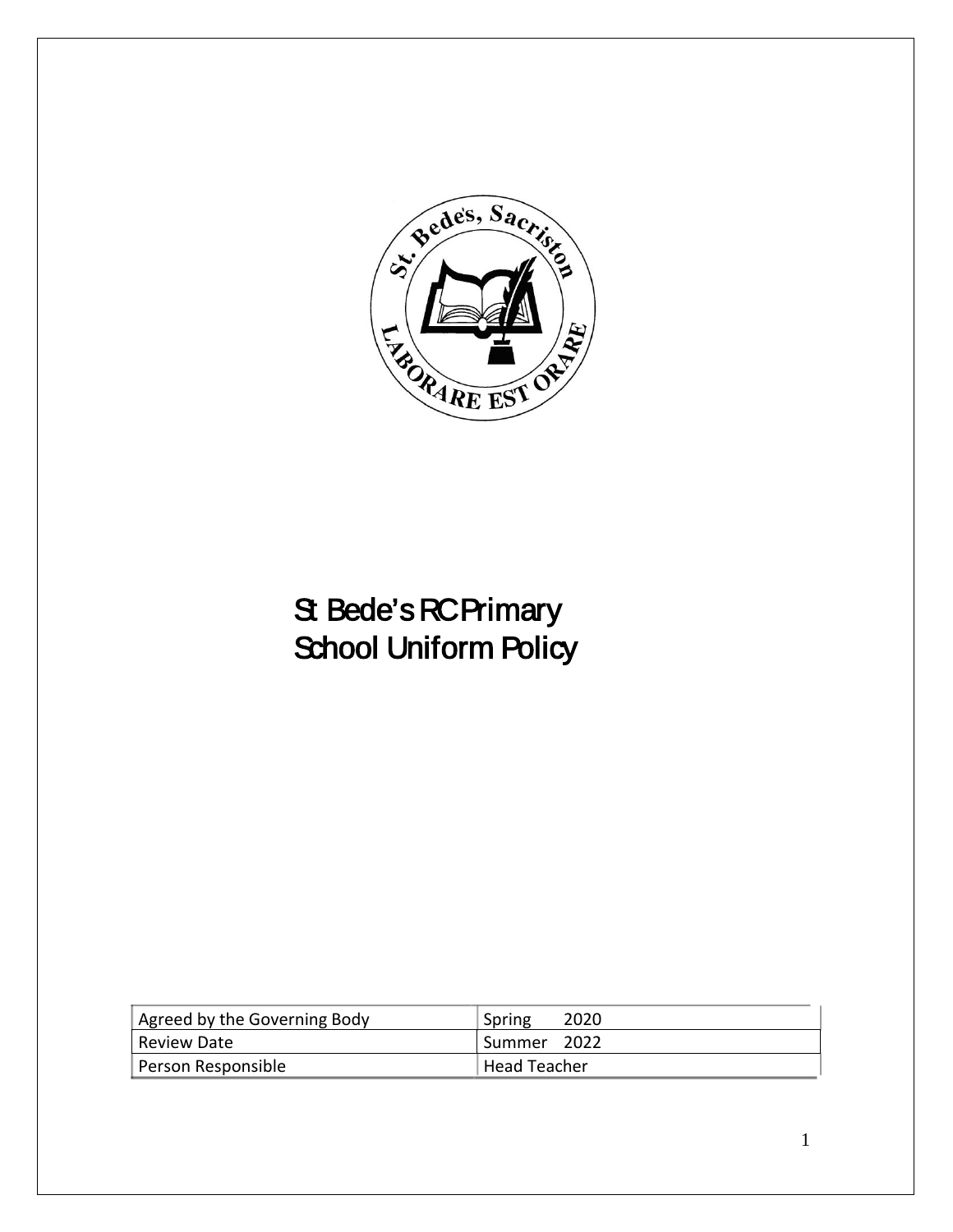# St Bede's RC Primary School Uniform Policy

| Agreed by the Governing Body | Spring 2020 |
| --- | --- |
| Review Date | Summer 2022 |
| Person Responsible | Head Teacher |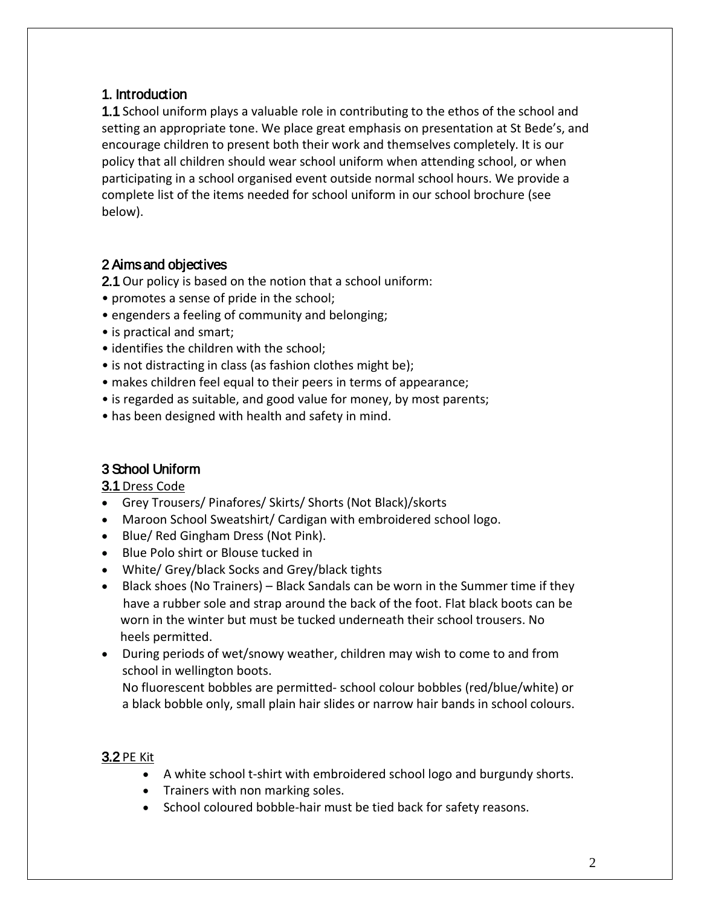## 1. Introduction

**1.1** School uniform plays a valuable role in contributing to the ethos of the school and setting an appropriate tone. We place great emphasis on presentation at St Bede's, and encourage children to present both their work and themselves completely. It is our policy that all children should wear school uniform when attending school, or when participating in a school organised event outside normal school hours. We provide a complete list of the items needed for school uniform in our school brochure (see below).

## 2 Aims and objectives

**2.1** Our policy is based on the notion that a school uniform:

- promotes a sense of pride in the school;
- engenders a feeling of community and belonging;
- is practical and smart;
- identifies the children with the school;
- is not distracting in class (as fashion clothes might be);
- makes children feel equal to their peers in terms of appearance;
- is regarded as suitable, and good value for money, by most parents;
- has been designed with health and safety in mind.

## 3 School Uniform

**3.1** Dress Code

- Grey Trousers/ Pinafores/ Skirts/ Shorts (Not Black)/skorts
- Maroon School Sweatshirt/ Cardigan with embroidered school logo.
- Blue/ Red Gingham Dress (Not Pink).
- Blue Polo shirt or Blouse tucked in
- White/ Grey/black Socks and Grey/black tights
- Black shoes (No Trainers) – Black Sandals can be worn in the Summer time if they have a rubber sole and strap around the back of the foot. Flat black boots can be worn in the winter but must be tucked underneath their school trousers. No heels permitted.
- During periods of wet/snowy weather, children may wish to come to and from school in wellington boots.

  No fluorescent bobbles are permitted- school colour bobbles (red/blue/white) or a black bobble only, small plain hair slides or narrow hair bands in school colours.

**3.2** PE Kit

- A white school t-shirt with embroidered school logo and burgundy shorts.
- Trainers with non marking soles.
- School coloured bobble-hair must be tied back for safety reasons.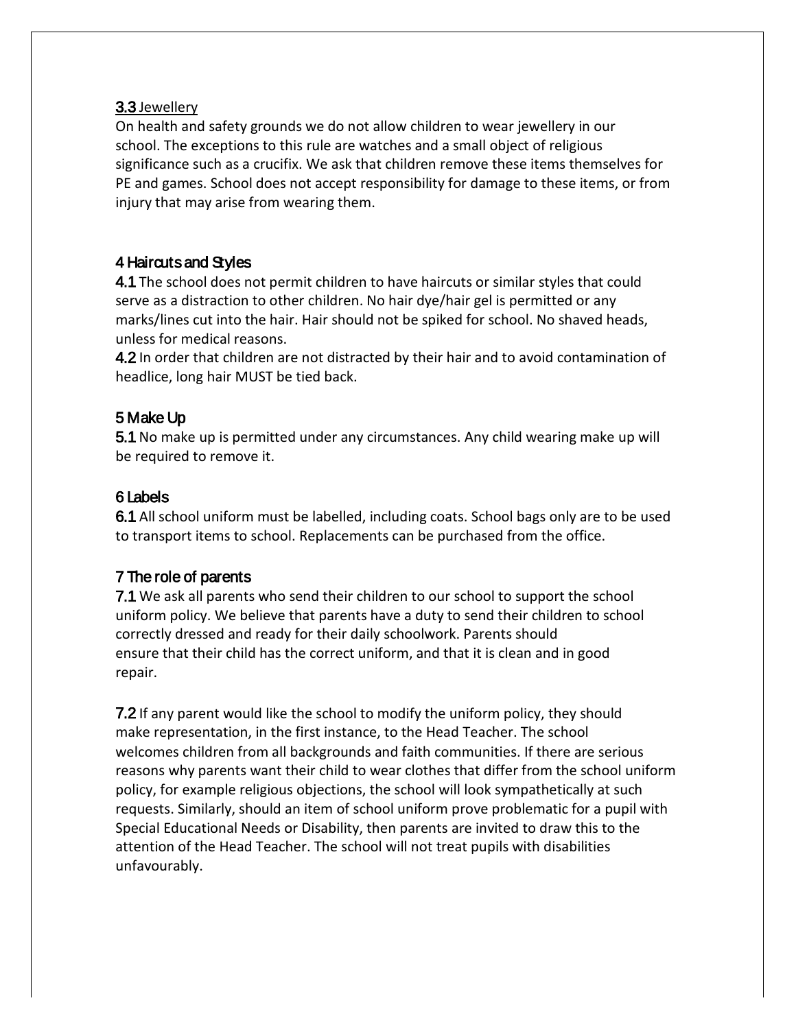### 3.3 Jewellery

On health and safety grounds we do not allow children to wear jewellery in our school. The exceptions to this rule are watches and a small object of religious significance such as a crucifix. We ask that children remove these items themselves for PE and games. School does not accept responsibility for damage to these items, or from injury that may arise from wearing them.

## 4 Haircuts and Styles

**4.1** The school does not permit children to have haircuts or similar styles that could serve as a distraction to other children. No hair dye/hair gel is permitted or any marks/lines cut into the hair. Hair should not be spiked for school. No shaved heads, unless for medical reasons.

**4.2** In order that children are not distracted by their hair and to avoid contamination of headlice, long hair MUST be tied back.

## 5 Make Up

**5.1** No make up is permitted under any circumstances. Any child wearing make up will be required to remove it.

## 6 Labels

**6.1** All school uniform must be labelled, including coats. School bags only are to be used to transport items to school. Replacements can be purchased from the office.

## 7 The role of parents

**7.1** We ask all parents who send their children to our school to support the school uniform policy. We believe that parents have a duty to send their children to school correctly dressed and ready for their daily schoolwork. Parents should ensure that their child has the correct uniform, and that it is clean and in good repair.

**7.2** If any parent would like the school to modify the uniform policy, they should make representation, in the first instance, to the Head Teacher. The school welcomes children from all backgrounds and faith communities. If there are serious reasons why parents want their child to wear clothes that differ from the school uniform policy, for example religious objections, the school will look sympathetically at such requests. Similarly, should an item of school uniform prove problematic for a pupil with Special Educational Needs or Disability, then parents are invited to draw this to the attention of the Head Teacher. The school will not treat pupils with disabilities unfavourably.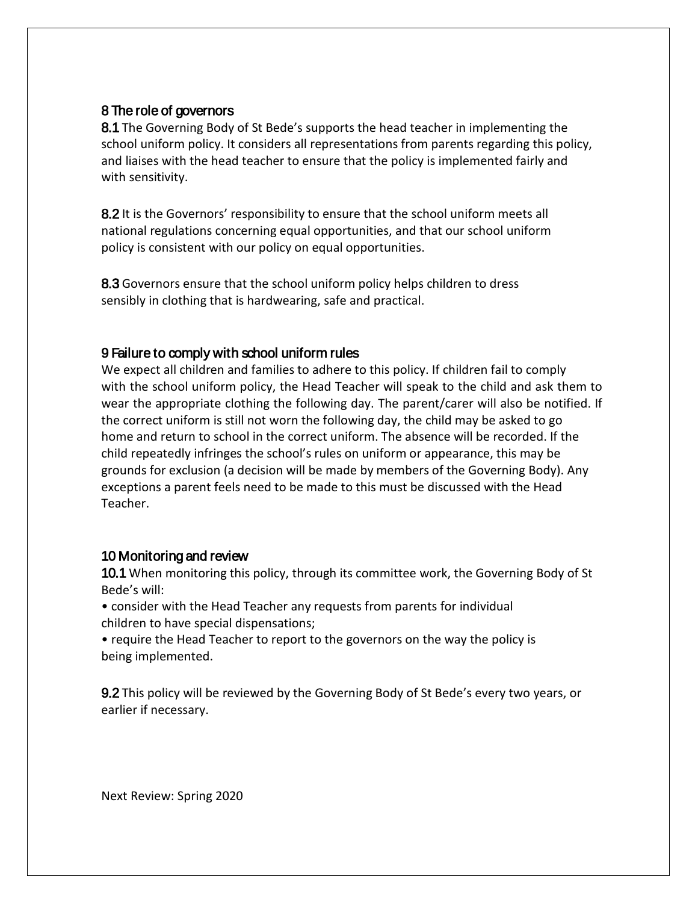## 8 The role of governors

**8.1** The Governing Body of St Bede's supports the head teacher in implementing the school uniform policy. It considers all representations from parents regarding this policy, and liaises with the head teacher to ensure that the policy is implemented fairly and with sensitivity.

**8.2** It is the Governors' responsibility to ensure that the school uniform meets all national regulations concerning equal opportunities, and that our school uniform policy is consistent with our policy on equal opportunities.

**8.3** Governors ensure that the school uniform policy helps children to dress sensibly in clothing that is hardwearing, safe and practical.

## 9 Failure to comply with school uniform rules

We expect all children and families to adhere to this policy. If children fail to comply with the school uniform policy, the Head Teacher will speak to the child and ask them to wear the appropriate clothing the following day. The parent/carer will also be notified. If the correct uniform is still not worn the following day, the child may be asked to go home and return to school in the correct uniform. The absence will be recorded. If the child repeatedly infringes the school's rules on uniform or appearance, this may be grounds for exclusion (a decision will be made by members of the Governing Body). Any exceptions a parent feels need to be made to this must be discussed with the Head Teacher.

## 10 Monitoring and review

**10.1** When monitoring this policy, through its committee work, the Governing Body of St Bede's will:

- consider with the Head Teacher any requests from parents for individual children to have special dispensations;
- require the Head Teacher to report to the governors on the way the policy is being implemented.

**9.2** This policy will be reviewed by the Governing Body of St Bede's every two years, or earlier if necessary.

Next Review: Spring 2020